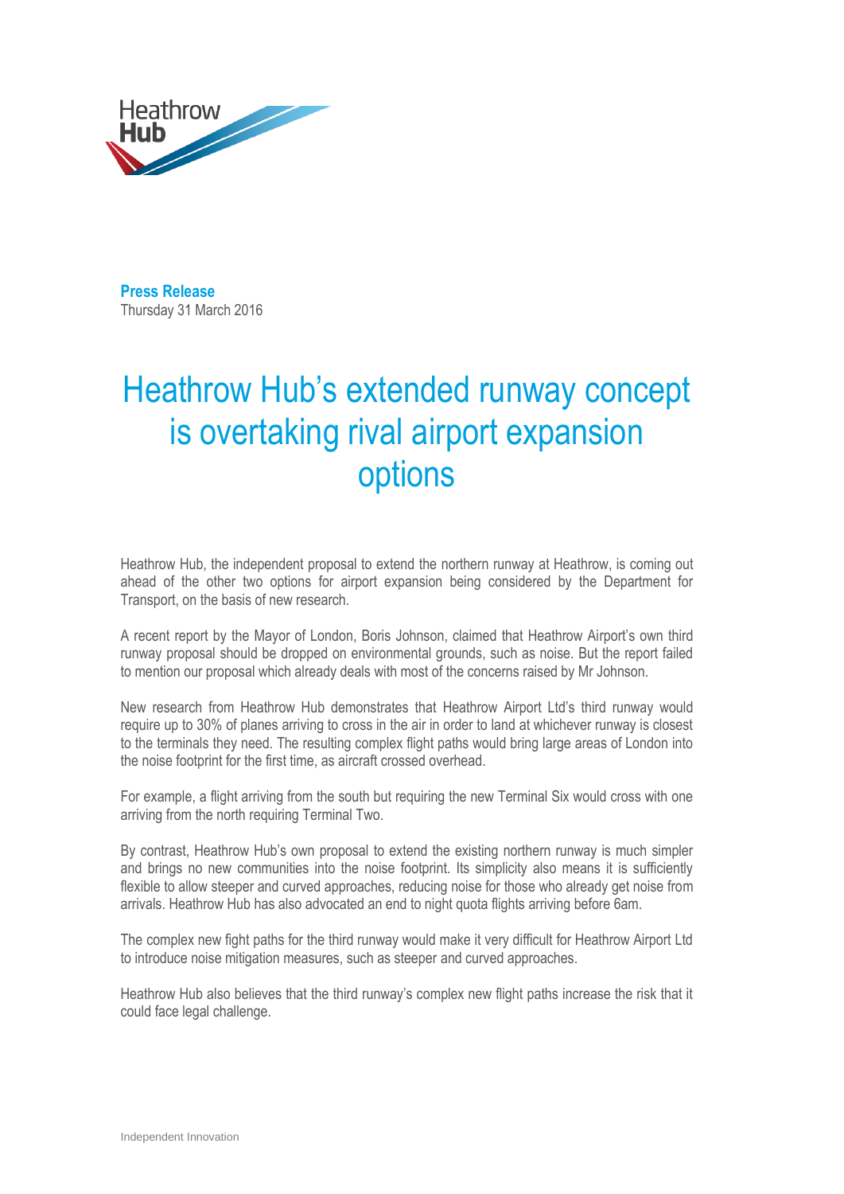Heathrow Hub

**Press Release**
Thursday 31 March 2016

# Heathrow Hub's extended runway concept is overtaking rival airport expansion options

Heathrow Hub, the independent proposal to extend the northern runway at Heathrow, is coming out ahead of the other two options for airport expansion being considered by the Department for Transport, on the basis of new research.

A recent report by the Mayor of London, Boris Johnson, claimed that Heathrow Airport's own third runway proposal should be dropped on environmental grounds, such as noise. But the report failed to mention our proposal which already deals with most of the concerns raised by Mr Johnson.

New research from Heathrow Hub demonstrates that Heathrow Airport Ltd's third runway would require up to 30% of planes arriving to cross in the air in order to land at whichever runway is closest to the terminals they need. The resulting complex flight paths would bring large areas of London into the noise footprint for the first time, as aircraft crossed overhead.

For example, a flight arriving from the south but requiring the new Terminal Six would cross with one arriving from the north requiring Terminal Two.

By contrast, Heathrow Hub's own proposal to extend the existing northern runway is much simpler and brings no new communities into the noise footprint. Its simplicity also means it is sufficiently flexible to allow steeper and curved approaches, reducing noise for those who already get noise from arrivals. Heathrow Hub has also advocated an end to night quota flights arriving before 6am.

The complex new fight paths for the third runway would make it very difficult for Heathrow Airport Ltd to introduce noise mitigation measures, such as steeper and curved approaches.

Heathrow Hub also believes that the third runway's complex new flight paths increase the risk that it could face legal challenge.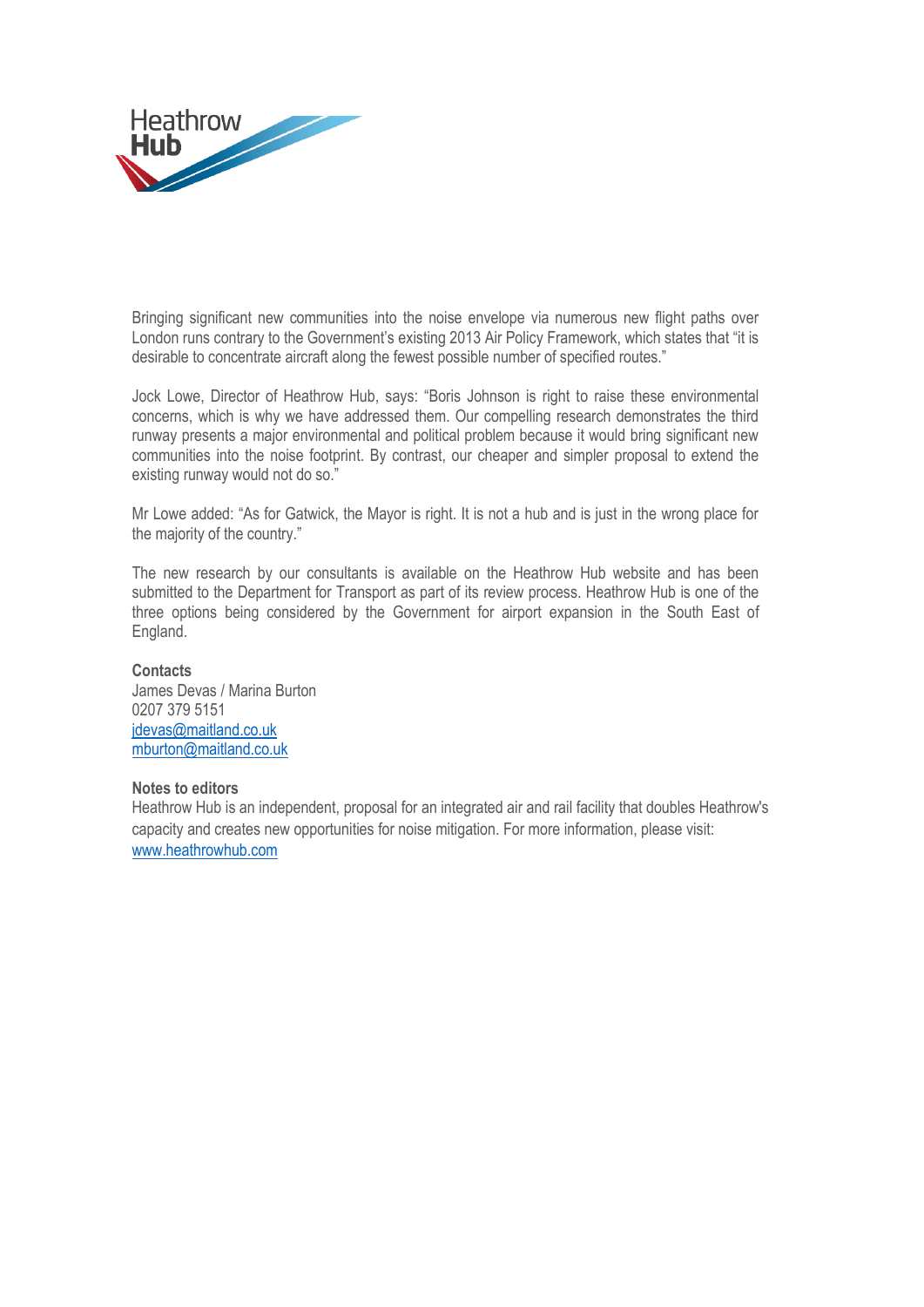Bringing significant new communities into the noise envelope via numerous new flight paths over London runs contrary to the Government's existing 2013 Air Policy Framework, which states that "it is desirable to concentrate aircraft along the fewest possible number of specified routes."

Jock Lowe, Director of Heathrow Hub, says: "Boris Johnson is right to raise these environmental concerns, which is why we have addressed them. Our compelling research demonstrates the third runway presents a major environmental and political problem because it would bring significant new communities into the noise footprint. By contrast, our cheaper and simpler proposal to extend the existing runway would not do so."

Mr Lowe added: "As for Gatwick, the Mayor is right. It is not a hub and is just in the wrong place for the majority of the country."

The new research by our consultants is available on the Heathrow Hub website and has been submitted to the Department for Transport as part of its review process. Heathrow Hub is one of the three options being considered by the Government for airport expansion in the South East of England.

**Contacts**
James Devas / Marina Burton
0207 379 5151
jdevas@maitland.co.uk
mburton@maitland.co.uk

**Notes to editors**
Heathrow Hub is an independent, proposal for an integrated air and rail facility that doubles Heathrow's capacity and creates new opportunities for noise mitigation. For more information, please visit: www.heathrowhub.com